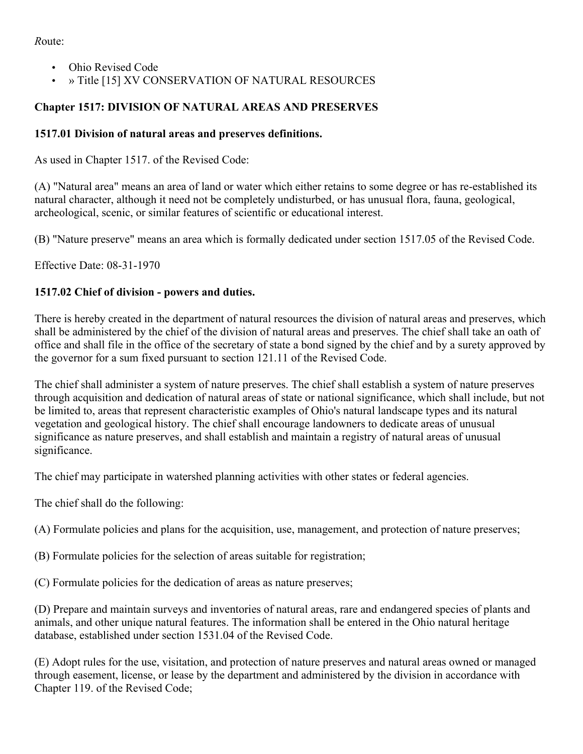*R*oute:

- Ohio Revised Code
- » Title [15] XV CONSERVATION OF NATURAL RESOURCES

**Chapter 1517: DIVISION OF NATURAL AREAS AND PRESERVES**

**1517.01 Division of natural areas and preserves definitions.**

As used in Chapter 1517. of the Revised Code:

(A) "Natural area" means an area of land or water which either retains to some degree or has re-established its natural character, although it need not be completely undisturbed, or has unusual flora, fauna, geological, archeological, scenic, or similar features of scientific or educational interest.

(B) "Nature preserve" means an area which is formally dedicated under section 1517.05 of the Revised Code.

Effective Date: 08-31-1970

**1517.02 Chief of division - powers and duties.**

There is hereby created in the department of natural resources the division of natural areas and preserves, which shall be administered by the chief of the division of natural areas and preserves. The chief shall take an oath of office and shall file in the office of the secretary of state a bond signed by the chief and by a surety approved by the governor for a sum fixed pursuant to section 121.11 of the Revised Code.

The chief shall administer a system of nature preserves. The chief shall establish a system of nature preserves through acquisition and dedication of natural areas of state or national significance, which shall include, but not be limited to, areas that represent characteristic examples of Ohio's natural landscape types and its natural vegetation and geological history. The chief shall encourage landowners to dedicate areas of unusual significance as nature preserves, and shall establish and maintain a registry of natural areas of unusual significance.

The chief may participate in watershed planning activities with other states or federal agencies.

The chief shall do the following:

(A) Formulate policies and plans for the acquisition, use, management, and protection of nature preserves;

(B) Formulate policies for the selection of areas suitable for registration;

(C) Formulate policies for the dedication of areas as nature preserves;

(D) Prepare and maintain surveys and inventories of natural areas, rare and endangered species of plants and animals, and other unique natural features. The information shall be entered in the Ohio natural heritage database, established under section 1531.04 of the Revised Code.

(E) Adopt rules for the use, visitation, and protection of nature preserves and natural areas owned or managed through easement, license, or lease by the department and administered by the division in accordance with Chapter 119. of the Revised Code;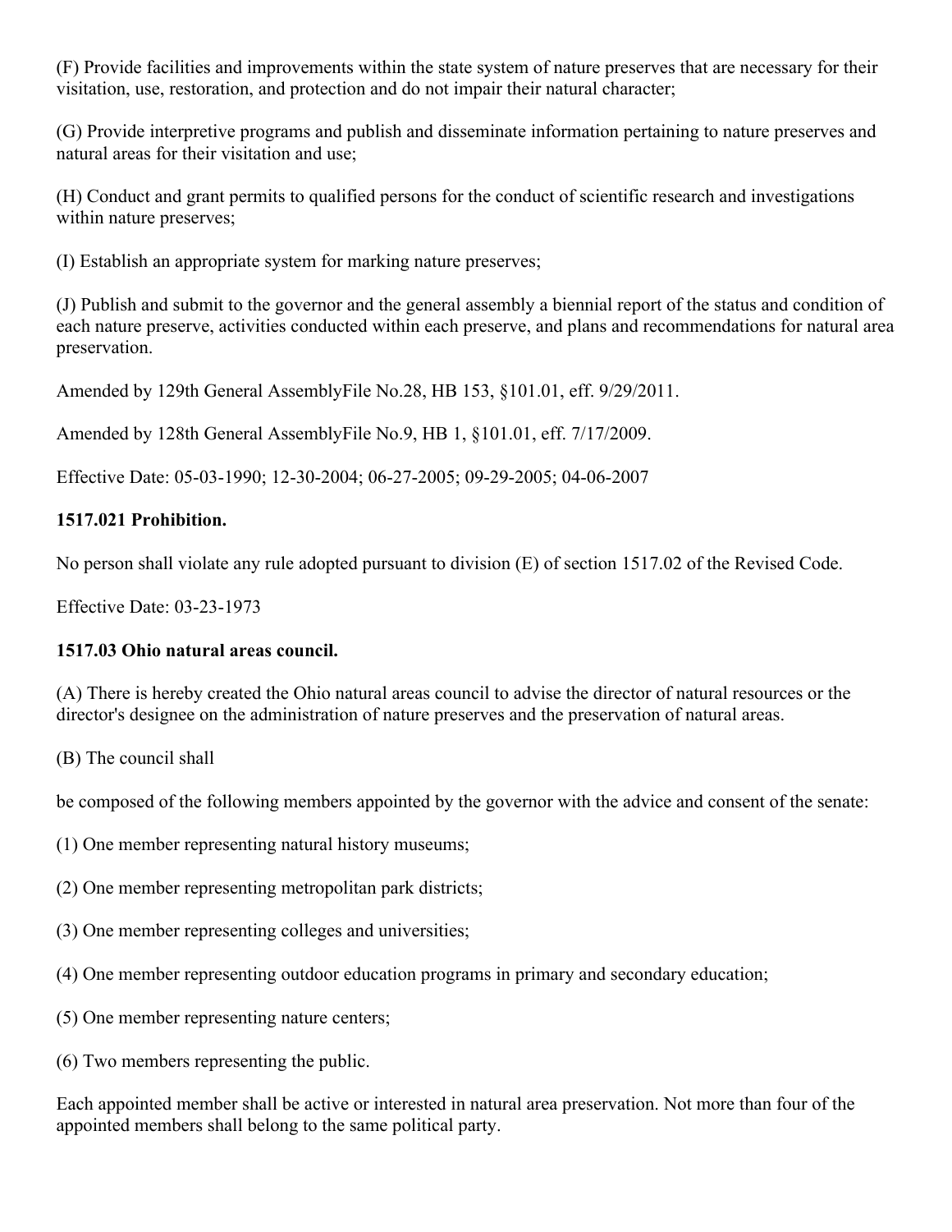(F) Provide facilities and improvements within the state system of nature preserves that are necessary for their visitation, use, restoration, and protection and do not impair their natural character;

(G) Provide interpretive programs and publish and disseminate information pertaining to nature preserves and natural areas for their visitation and use;

(H) Conduct and grant permits to qualified persons for the conduct of scientific research and investigations within nature preserves;

(I) Establish an appropriate system for marking nature preserves;

(J) Publish and submit to the governor and the general assembly a biennial report of the status and condition of each nature preserve, activities conducted within each preserve, and plans and recommendations for natural area preservation.

Amended by 129th General AssemblyFile No.28, HB 153, §101.01, eff. 9/29/2011.

Amended by 128th General AssemblyFile No.9, HB 1, §101.01, eff. 7/17/2009.

Effective Date: 05-03-1990; 12-30-2004; 06-27-2005; 09-29-2005; 04-06-2007

**1517.021 Prohibition.**

No person shall violate any rule adopted pursuant to division (E) of section 1517.02 of the Revised Code.

Effective Date: 03-23-1973

**1517.03 Ohio natural areas council.**

(A) There is hereby created the Ohio natural areas council to advise the director of natural resources or the director's designee on the administration of nature preserves and the preservation of natural areas.

(B) The council shall

be composed of the following members appointed by the governor with the advice and consent of the senate:

(1) One member representing natural history museums;

(2) One member representing metropolitan park districts;

(3) One member representing colleges and universities;

(4) One member representing outdoor education programs in primary and secondary education;

(5) One member representing nature centers;

(6) Two members representing the public.

Each appointed member shall be active or interested in natural area preservation. Not more than four of the appointed members shall belong to the same political party.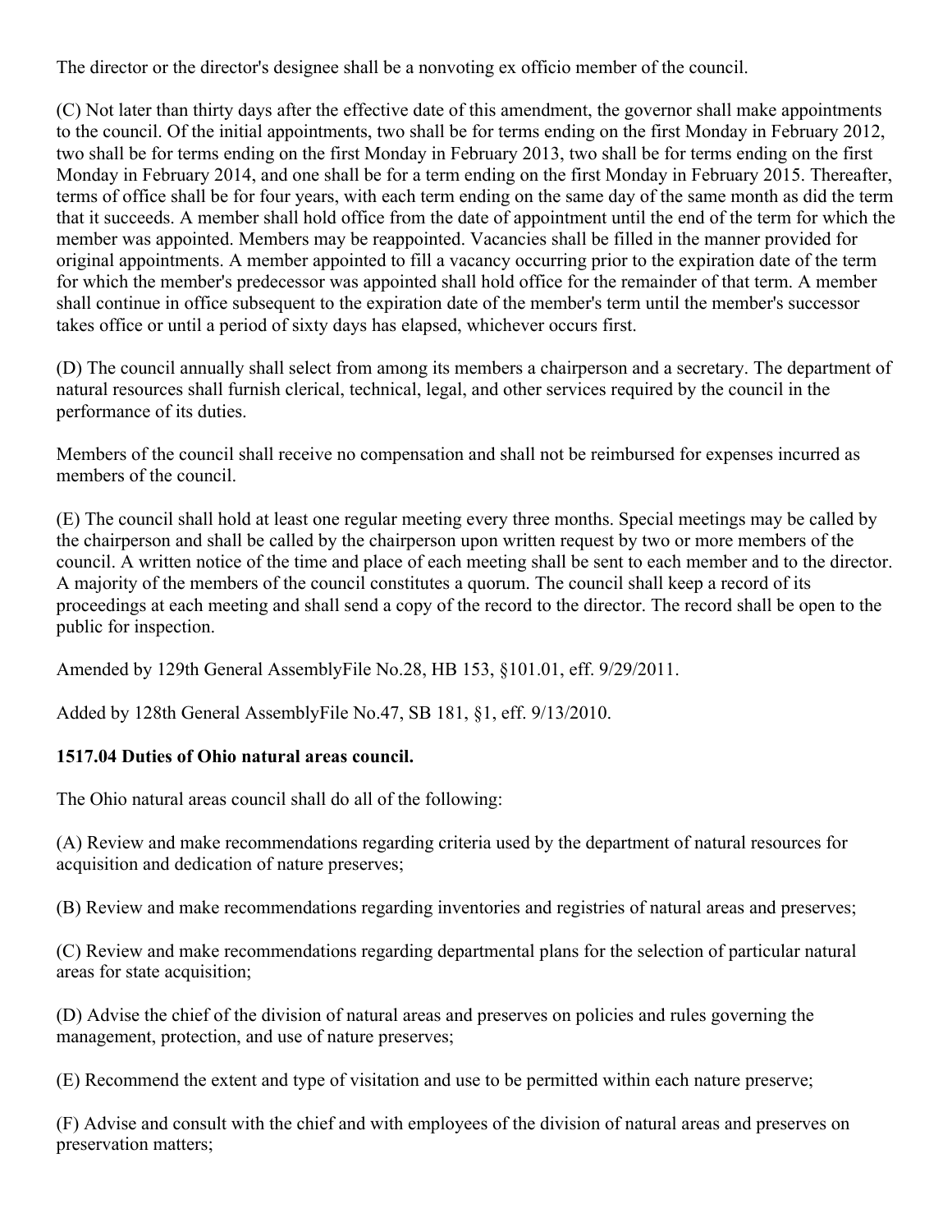The director or the director's designee shall be a nonvoting ex officio member of the council.

(C) Not later than thirty days after the effective date of this amendment, the governor shall make appointments to the council. Of the initial appointments, two shall be for terms ending on the first Monday in February 2012, two shall be for terms ending on the first Monday in February 2013, two shall be for terms ending on the first Monday in February 2014, and one shall be for a term ending on the first Monday in February 2015. Thereafter, terms of office shall be for four years, with each term ending on the same day of the same month as did the term that it succeeds. A member shall hold office from the date of appointment until the end of the term for which the member was appointed. Members may be reappointed. Vacancies shall be filled in the manner provided for original appointments. A member appointed to fill a vacancy occurring prior to the expiration date of the term for which the member's predecessor was appointed shall hold office for the remainder of that term. A member shall continue in office subsequent to the expiration date of the member's term until the member's successor takes office or until a period of sixty days has elapsed, whichever occurs first.

(D) The council annually shall select from among its members a chairperson and a secretary. The department of natural resources shall furnish clerical, technical, legal, and other services required by the council in the performance of its duties.

Members of the council shall receive no compensation and shall not be reimbursed for expenses incurred as members of the council.

(E) The council shall hold at least one regular meeting every three months. Special meetings may be called by the chairperson and shall be called by the chairperson upon written request by two or more members of the council. A written notice of the time and place of each meeting shall be sent to each member and to the director. A majority of the members of the council constitutes a quorum. The council shall keep a record of its proceedings at each meeting and shall send a copy of the record to the director. The record shall be open to the public for inspection.

Amended by 129th General AssemblyFile No.28, HB 153, §101.01, eff. 9/29/2011.

Added by 128th General AssemblyFile No.47, SB 181, §1, eff. 9/13/2010.

**1517.04 Duties of Ohio natural areas council.**

The Ohio natural areas council shall do all of the following:

(A) Review and make recommendations regarding criteria used by the department of natural resources for acquisition and dedication of nature preserves;

(B) Review and make recommendations regarding inventories and registries of natural areas and preserves;

(C) Review and make recommendations regarding departmental plans for the selection of particular natural areas for state acquisition;

(D) Advise the chief of the division of natural areas and preserves on policies and rules governing the management, protection, and use of nature preserves;

(E) Recommend the extent and type of visitation and use to be permitted within each nature preserve;

(F) Advise and consult with the chief and with employees of the division of natural areas and preserves on preservation matters;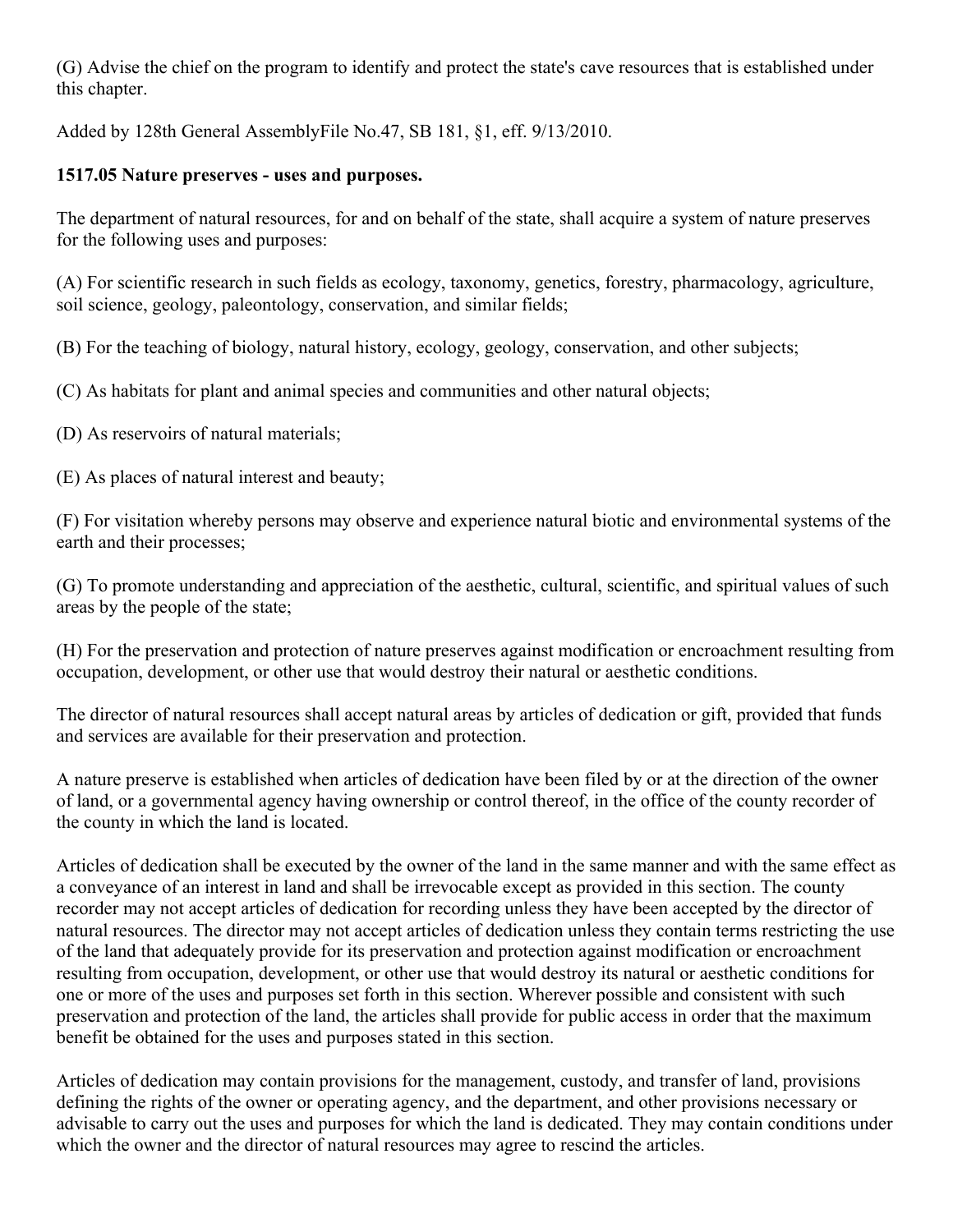(G) Advise the chief on the program to identify and protect the state's cave resources that is established under this chapter.

Added by 128th General AssemblyFile No.47, SB 181, §1, eff. 9/13/2010.

### 1517.05 Nature preserves - uses and purposes.

The department of natural resources, for and on behalf of the state, shall acquire a system of nature preserves for the following uses and purposes:

(A) For scientific research in such fields as ecology, taxonomy, genetics, forestry, pharmacology, agriculture, soil science, geology, paleontology, conservation, and similar fields;

(B) For the teaching of biology, natural history, ecology, geology, conservation, and other subjects;

(C) As habitats for plant and animal species and communities and other natural objects;

(D) As reservoirs of natural materials;

(E) As places of natural interest and beauty;

(F) For visitation whereby persons may observe and experience natural biotic and environmental systems of the earth and their processes;

(G) To promote understanding and appreciation of the aesthetic, cultural, scientific, and spiritual values of such areas by the people of the state;

(H) For the preservation and protection of nature preserves against modification or encroachment resulting from occupation, development, or other use that would destroy their natural or aesthetic conditions.

The director of natural resources shall accept natural areas by articles of dedication or gift, provided that funds and services are available for their preservation and protection.

A nature preserve is established when articles of dedication have been filed by or at the direction of the owner of land, or a governmental agency having ownership or control thereof, in the office of the county recorder of the county in which the land is located.

Articles of dedication shall be executed by the owner of the land in the same manner and with the same effect as a conveyance of an interest in land and shall be irrevocable except as provided in this section. The county recorder may not accept articles of dedication for recording unless they have been accepted by the director of natural resources. The director may not accept articles of dedication unless they contain terms restricting the use of the land that adequately provide for its preservation and protection against modification or encroachment resulting from occupation, development, or other use that would destroy its natural or aesthetic conditions for one or more of the uses and purposes set forth in this section. Wherever possible and consistent with such preservation and protection of the land, the articles shall provide for public access in order that the maximum benefit be obtained for the uses and purposes stated in this section.

Articles of dedication may contain provisions for the management, custody, and transfer of land, provisions defining the rights of the owner or operating agency, and the department, and other provisions necessary or advisable to carry out the uses and purposes for which the land is dedicated. They may contain conditions under which the owner and the director of natural resources may agree to rescind the articles.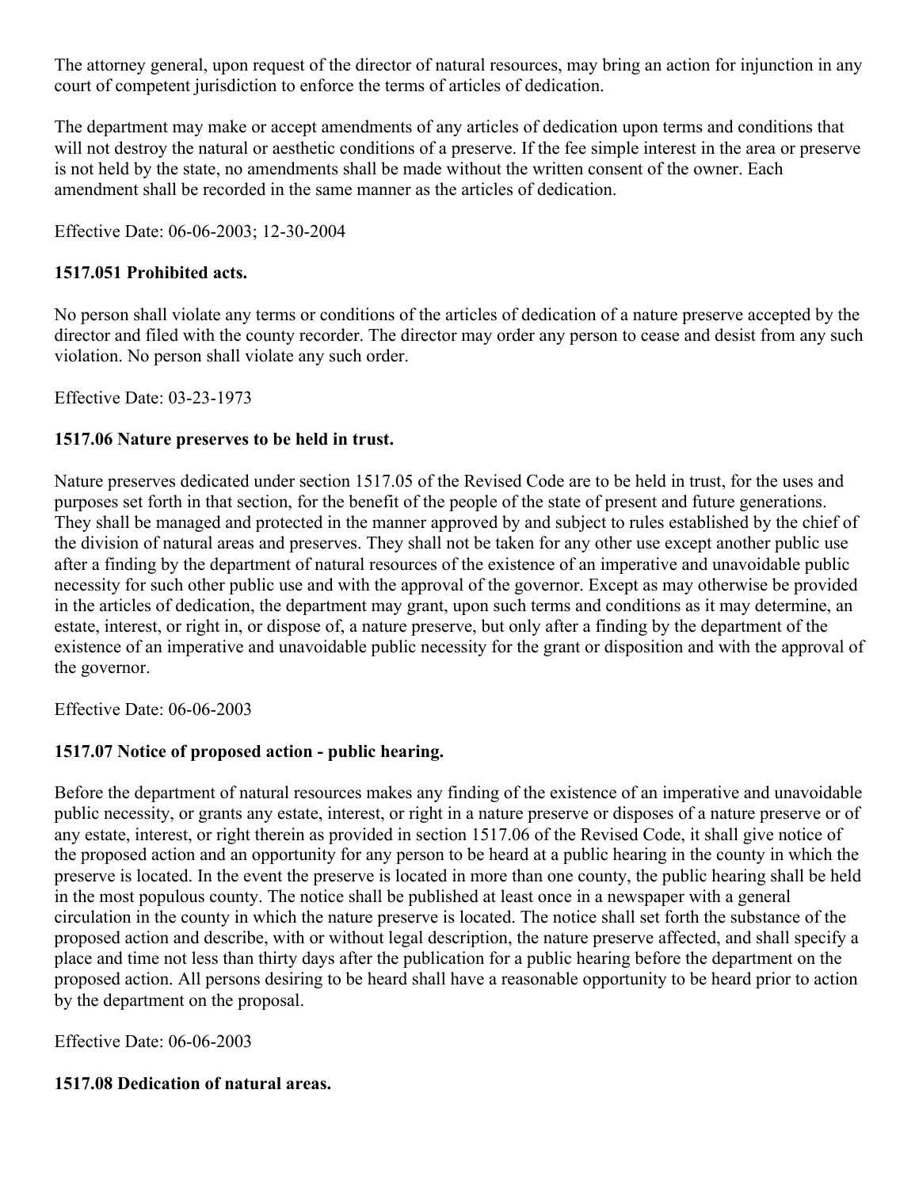The attorney general, upon request of the director of natural resources, may bring an action for injunction in any court of competent jurisdiction to enforce the terms of articles of dedication.

The department may make or accept amendments of any articles of dedication upon terms and conditions that will not destroy the natural or aesthetic conditions of a preserve. If the fee simple interest in the area or preserve is not held by the state, no amendments shall be made without the written consent of the owner. Each amendment shall be recorded in the same manner as the articles of dedication.

Effective Date: 06-06-2003; 12-30-2004

### 1517.051 Prohibited acts.

No person shall violate any terms or conditions of the articles of dedication of a nature preserve accepted by the director and filed with the county recorder. The director may order any person to cease and desist from any such violation. No person shall violate any such order.

Effective Date: 03-23-1973

### 1517.06 Nature preserves to be held in trust.

Nature preserves dedicated under section 1517.05 of the Revised Code are to be held in trust, for the uses and purposes set forth in that section, for the benefit of the people of the state of present and future generations. They shall be managed and protected in the manner approved by and subject to rules established by the chief of the division of natural areas and preserves. They shall not be taken for any other use except another public use after a finding by the department of natural resources of the existence of an imperative and unavoidable public necessity for such other public use and with the approval of the governor. Except as may otherwise be provided in the articles of dedication, the department may grant, upon such terms and conditions as it may determine, an estate, interest, or right in, or dispose of, a nature preserve, but only after a finding by the department of the existence of an imperative and unavoidable public necessity for the grant or disposition and with the approval of the governor.

Effective Date: 06-06-2003

### 1517.07 Notice of proposed action - public hearing.

Before the department of natural resources makes any finding of the existence of an imperative and unavoidable public necessity, or grants any estate, interest, or right in a nature preserve or disposes of a nature preserve or of any estate, interest, or right therein as provided in section 1517.06 of the Revised Code, it shall give notice of the proposed action and an opportunity for any person to be heard at a public hearing in the county in which the preserve is located. In the event the preserve is located in more than one county, the public hearing shall be held in the most populous county. The notice shall be published at least once in a newspaper with a general circulation in the county in which the nature preserve is located. The notice shall set forth the substance of the proposed action and describe, with or without legal description, the nature preserve affected, and shall specify a place and time not less than thirty days after the publication for a public hearing before the department on the proposed action. All persons desiring to be heard shall have a reasonable opportunity to be heard prior to action by the department on the proposal.

Effective Date: 06-06-2003

### 1517.08 Dedication of natural areas.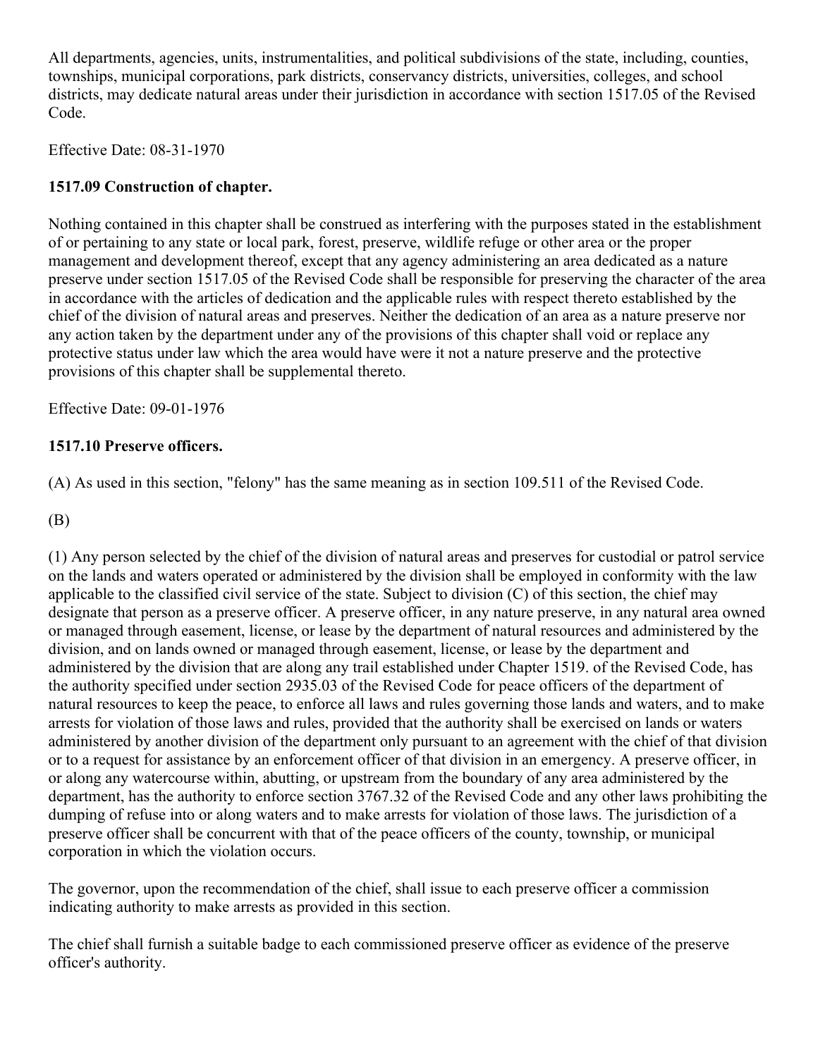All departments, agencies, units, instrumentalities, and political subdivisions of the state, including, counties, townships, municipal corporations, park districts, conservancy districts, universities, colleges, and school districts, may dedicate natural areas under their jurisdiction in accordance with section 1517.05 of the Revised Code.

Effective Date: 08-31-1970

### 1517.09 Construction of chapter.

Nothing contained in this chapter shall be construed as interfering with the purposes stated in the establishment of or pertaining to any state or local park, forest, preserve, wildlife refuge or other area or the proper management and development thereof, except that any agency administering an area dedicated as a nature preserve under section 1517.05 of the Revised Code shall be responsible for preserving the character of the area in accordance with the articles of dedication and the applicable rules with respect thereto established by the chief of the division of natural areas and preserves. Neither the dedication of an area as a nature preserve nor any action taken by the department under any of the provisions of this chapter shall void or replace any protective status under law which the area would have were it not a nature preserve and the protective provisions of this chapter shall be supplemental thereto.

Effective Date: 09-01-1976

### 1517.10 Preserve officers.

(A) As used in this section, "felony" has the same meaning as in section 109.511 of the Revised Code.

(B)

(1) Any person selected by the chief of the division of natural areas and preserves for custodial or patrol service on the lands and waters operated or administered by the division shall be employed in conformity with the law applicable to the classified civil service of the state. Subject to division (C) of this section, the chief may designate that person as a preserve officer. A preserve officer, in any nature preserve, in any natural area owned or managed through easement, license, or lease by the department of natural resources and administered by the division, and on lands owned or managed through easement, license, or lease by the department and administered by the division that are along any trail established under Chapter 1519. of the Revised Code, has the authority specified under section 2935.03 of the Revised Code for peace officers of the department of natural resources to keep the peace, to enforce all laws and rules governing those lands and waters, and to make arrests for violation of those laws and rules, provided that the authority shall be exercised on lands or waters administered by another division of the department only pursuant to an agreement with the chief of that division or to a request for assistance by an enforcement officer of that division in an emergency. A preserve officer, in or along any watercourse within, abutting, or upstream from the boundary of any area administered by the department, has the authority to enforce section 3767.32 of the Revised Code and any other laws prohibiting the dumping of refuse into or along waters and to make arrests for violation of those laws. The jurisdiction of a preserve officer shall be concurrent with that of the peace officers of the county, township, or municipal corporation in which the violation occurs.

The governor, upon the recommendation of the chief, shall issue to each preserve officer a commission indicating authority to make arrests as provided in this section.

The chief shall furnish a suitable badge to each commissioned preserve officer as evidence of the preserve officer's authority.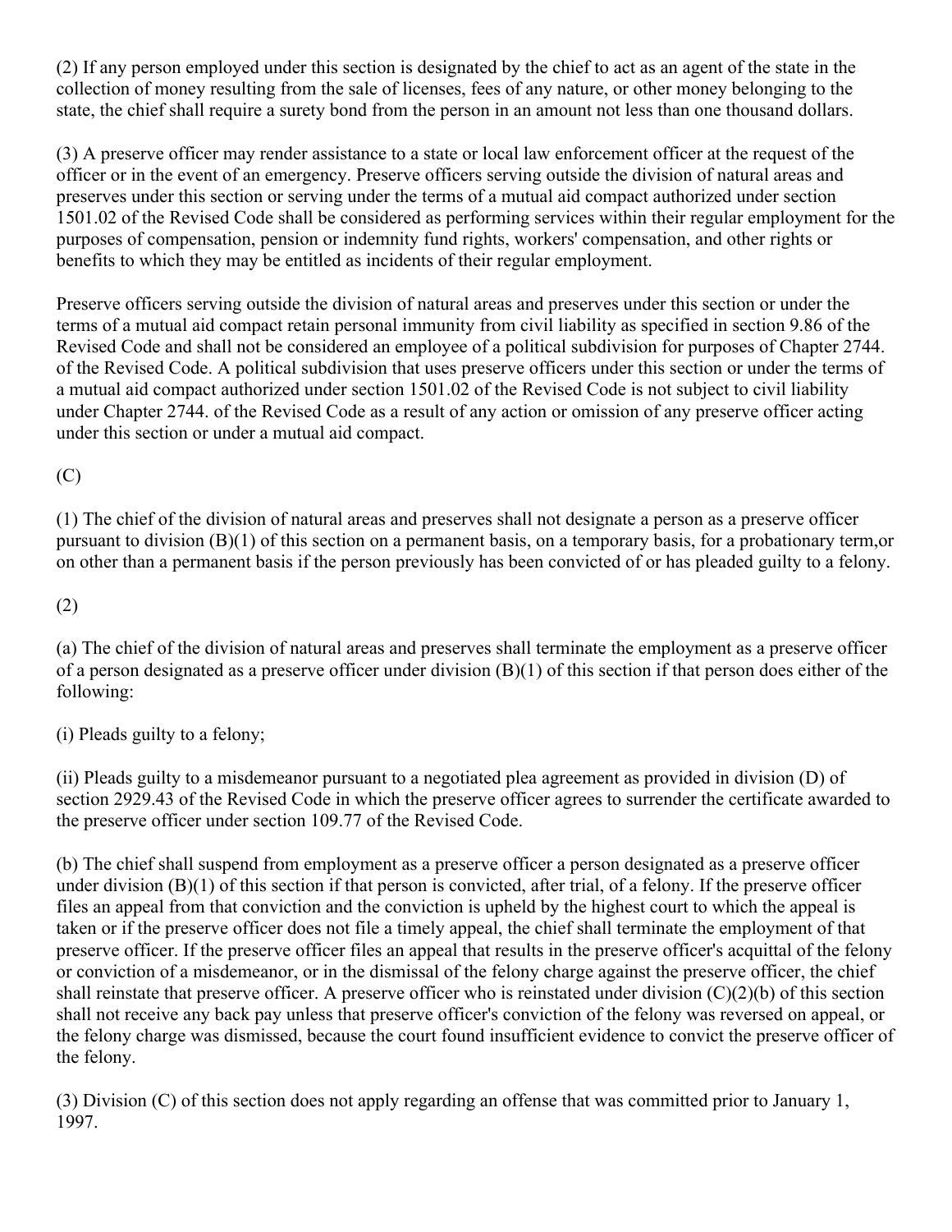(2) If any person employed under this section is designated by the chief to act as an agent of the state in the collection of money resulting from the sale of licenses, fees of any nature, or other money belonging to the state, the chief shall require a surety bond from the person in an amount not less than one thousand dollars.

(3) A preserve officer may render assistance to a state or local law enforcement officer at the request of the officer or in the event of an emergency. Preserve officers serving outside the division of natural areas and preserves under this section or serving under the terms of a mutual aid compact authorized under section 1501.02 of the Revised Code shall be considered as performing services within their regular employment for the purposes of compensation, pension or indemnity fund rights, workers' compensation, and other rights or benefits to which they may be entitled as incidents of their regular employment.

Preserve officers serving outside the division of natural areas and preserves under this section or under the terms of a mutual aid compact retain personal immunity from civil liability as specified in section 9.86 of the Revised Code and shall not be considered an employee of a political subdivision for purposes of Chapter 2744. of the Revised Code. A political subdivision that uses preserve officers under this section or under the terms of a mutual aid compact authorized under section 1501.02 of the Revised Code is not subject to civil liability under Chapter 2744. of the Revised Code as a result of any action or omission of any preserve officer acting under this section or under a mutual aid compact.

(C)

(1) The chief of the division of natural areas and preserves shall not designate a person as a preserve officer pursuant to division (B)(1) of this section on a permanent basis, on a temporary basis, for a probationary term,or on other than a permanent basis if the person previously has been convicted of or has pleaded guilty to a felony.

(2)

(a) The chief of the division of natural areas and preserves shall terminate the employment as a preserve officer of a person designated as a preserve officer under division (B)(1) of this section if that person does either of the following:

(i) Pleads guilty to a felony;

(ii) Pleads guilty to a misdemeanor pursuant to a negotiated plea agreement as provided in division (D) of section 2929.43 of the Revised Code in which the preserve officer agrees to surrender the certificate awarded to the preserve officer under section 109.77 of the Revised Code.

(b) The chief shall suspend from employment as a preserve officer a person designated as a preserve officer under division (B)(1) of this section if that person is convicted, after trial, of a felony. If the preserve officer files an appeal from that conviction and the conviction is upheld by the highest court to which the appeal is taken or if the preserve officer does not file a timely appeal, the chief shall terminate the employment of that preserve officer. If the preserve officer files an appeal that results in the preserve officer's acquittal of the felony or conviction of a misdemeanor, or in the dismissal of the felony charge against the preserve officer, the chief shall reinstate that preserve officer. A preserve officer who is reinstated under division (C)(2)(b) of this section shall not receive any back pay unless that preserve officer's conviction of the felony was reversed on appeal, or the felony charge was dismissed, because the court found insufficient evidence to convict the preserve officer of the felony.

(3) Division (C) of this section does not apply regarding an offense that was committed prior to January 1, 1997.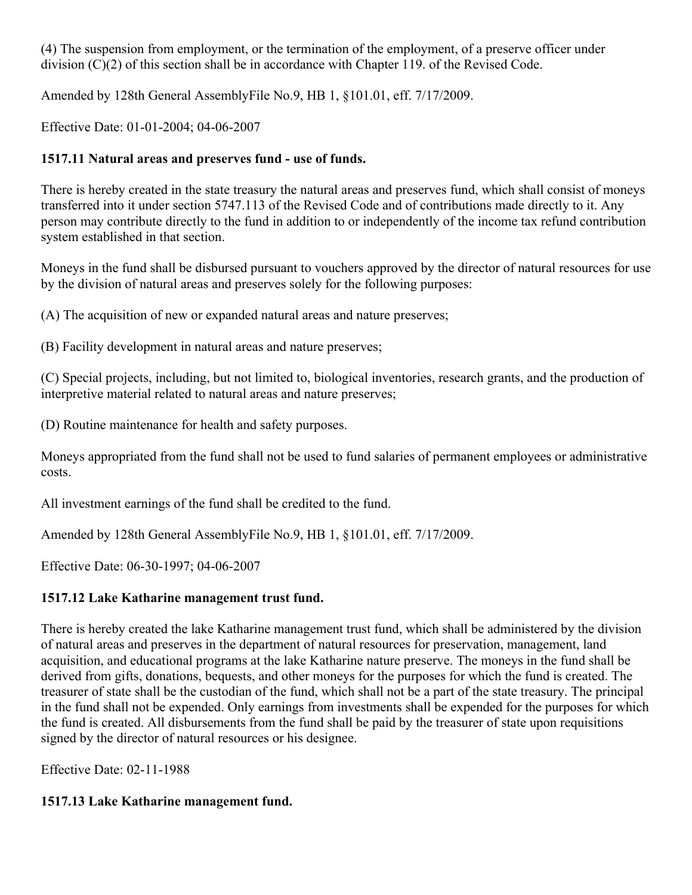(4) The suspension from employment, or the termination of the employment, of a preserve officer under division (C)(2) of this section shall be in accordance with Chapter 119. of the Revised Code.

Amended by 128th General AssemblyFile No.9, HB 1, §101.01, eff. 7/17/2009.

Effective Date: 01-01-2004; 04-06-2007

### 1517.11 Natural areas and preserves fund - use of funds.

There is hereby created in the state treasury the natural areas and preserves fund, which shall consist of moneys transferred into it under section 5747.113 of the Revised Code and of contributions made directly to it. Any person may contribute directly to the fund in addition to or independently of the income tax refund contribution system established in that section.

Moneys in the fund shall be disbursed pursuant to vouchers approved by the director of natural resources for use by the division of natural areas and preserves solely for the following purposes:

(A) The acquisition of new or expanded natural areas and nature preserves;

(B) Facility development in natural areas and nature preserves;

(C) Special projects, including, but not limited to, biological inventories, research grants, and the production of interpretive material related to natural areas and nature preserves;

(D) Routine maintenance for health and safety purposes.

Moneys appropriated from the fund shall not be used to fund salaries of permanent employees or administrative costs.

All investment earnings of the fund shall be credited to the fund.

Amended by 128th General AssemblyFile No.9, HB 1, §101.01, eff. 7/17/2009.

Effective Date: 06-30-1997; 04-06-2007

### 1517.12 Lake Katharine management trust fund.

There is hereby created the lake Katharine management trust fund, which shall be administered by the division of natural areas and preserves in the department of natural resources for preservation, management, land acquisition, and educational programs at the lake Katharine nature preserve. The moneys in the fund shall be derived from gifts, donations, bequests, and other moneys for the purposes for which the fund is created. The treasurer of state shall be the custodian of the fund, which shall not be a part of the state treasury. The principal in the fund shall not be expended. Only earnings from investments shall be expended for the purposes for which the fund is created. All disbursements from the fund shall be paid by the treasurer of state upon requisitions signed by the director of natural resources or his designee.

Effective Date: 02-11-1988

### 1517.13 Lake Katharine management fund.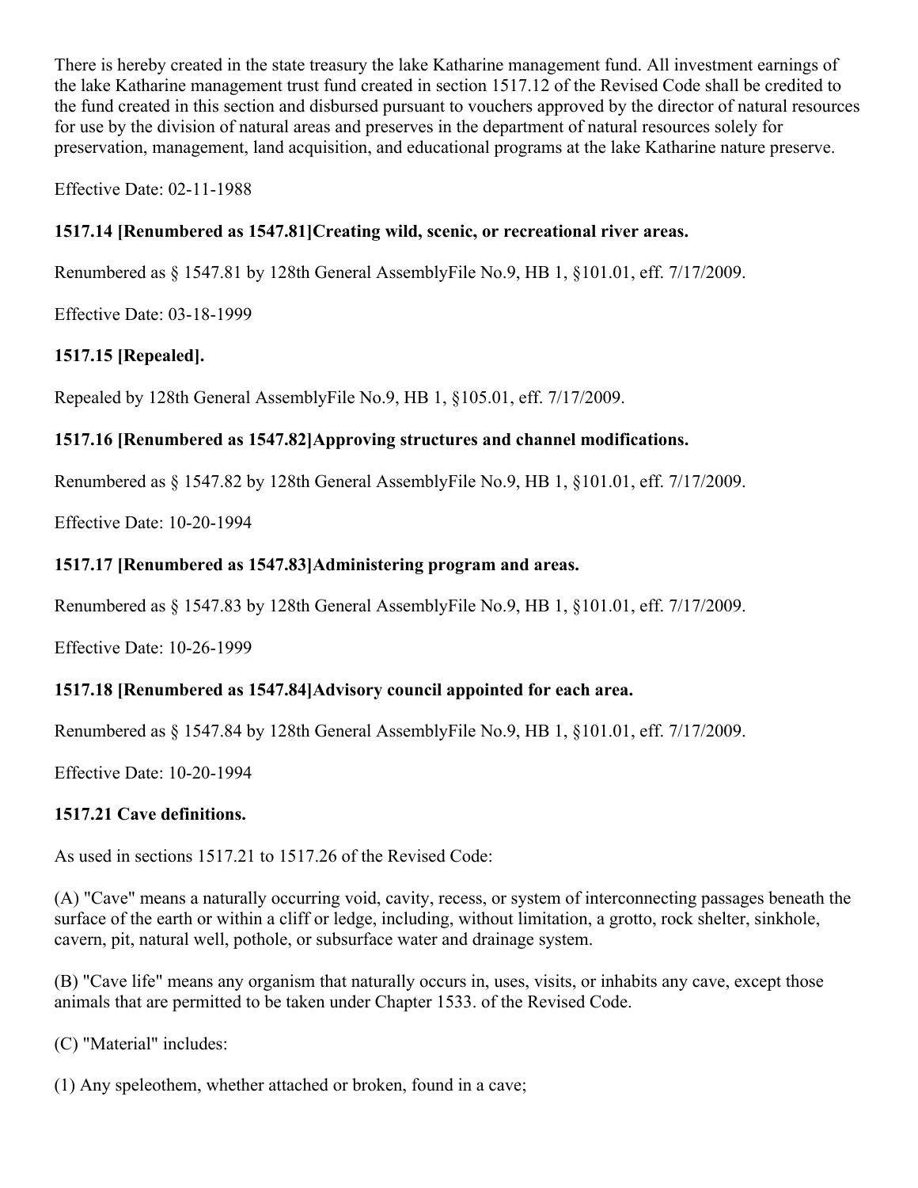There is hereby created in the state treasury the lake Katharine management fund. All investment earnings of the lake Katharine management trust fund created in section 1517.12 of the Revised Code shall be credited to the fund created in this section and disbursed pursuant to vouchers approved by the director of natural resources for use by the division of natural areas and preserves in the department of natural resources solely for preservation, management, land acquisition, and educational programs at the lake Katharine nature preserve.

Effective Date: 02-11-1988

### 1517.14 [Renumbered as 1547.81]Creating wild, scenic, or recreational river areas.

Renumbered as § 1547.81 by 128th General AssemblyFile No.9, HB 1, §101.01, eff. 7/17/2009.

Effective Date: 03-18-1999

### 1517.15 [Repealed].

Repealed by 128th General AssemblyFile No.9, HB 1, §105.01, eff. 7/17/2009.

### 1517.16 [Renumbered as 1547.82]Approving structures and channel modifications.

Renumbered as § 1547.82 by 128th General AssemblyFile No.9, HB 1, §101.01, eff. 7/17/2009.

Effective Date: 10-20-1994

### 1517.17 [Renumbered as 1547.83]Administering program and areas.

Renumbered as § 1547.83 by 128th General AssemblyFile No.9, HB 1, §101.01, eff. 7/17/2009.

Effective Date: 10-26-1999

### 1517.18 [Renumbered as 1547.84]Advisory council appointed for each area.

Renumbered as § 1547.84 by 128th General AssemblyFile No.9, HB 1, §101.01, eff. 7/17/2009.

Effective Date: 10-20-1994

### 1517.21 Cave definitions.

As used in sections 1517.21 to 1517.26 of the Revised Code:

(A) "Cave" means a naturally occurring void, cavity, recess, or system of interconnecting passages beneath the surface of the earth or within a cliff or ledge, including, without limitation, a grotto, rock shelter, sinkhole, cavern, pit, natural well, pothole, or subsurface water and drainage system.

(B) "Cave life" means any organism that naturally occurs in, uses, visits, or inhabits any cave, except those animals that are permitted to be taken under Chapter 1533. of the Revised Code.

(C) "Material" includes:

(1) Any speleothem, whether attached or broken, found in a cave;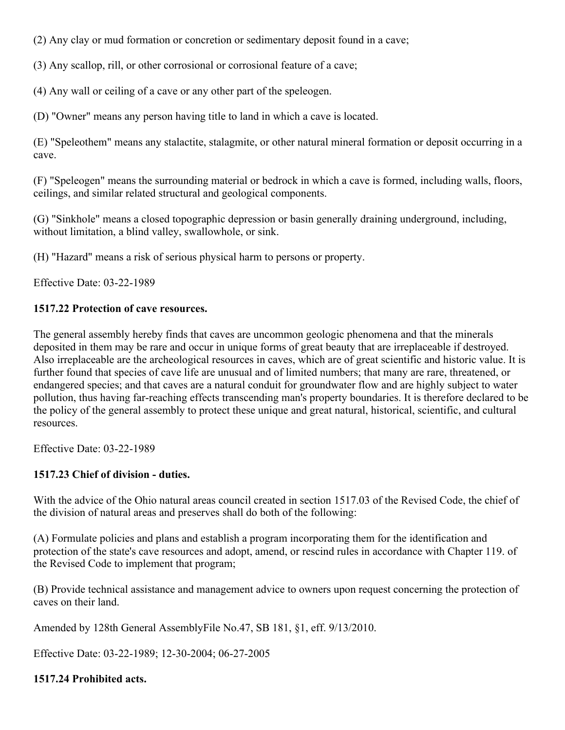(2) Any clay or mud formation or concretion or sedimentary deposit found in a cave;

(3) Any scallop, rill, or other corrosional or corrosional feature of a cave;

(4) Any wall or ceiling of a cave or any other part of the speleogen.

(D) "Owner" means any person having title to land in which a cave is located.

(E) "Speleothem" means any stalactite, stalagmite, or other natural mineral formation or deposit occurring in a cave.

(F) "Speleogen" means the surrounding material or bedrock in which a cave is formed, including walls, floors, ceilings, and similar related structural and geological components.

(G) "Sinkhole" means a closed topographic depression or basin generally draining underground, including, without limitation, a blind valley, swallowhole, or sink.

(H) "Hazard" means a risk of serious physical harm to persons or property.

Effective Date: 03-22-1989

### 1517.22 Protection of cave resources.

The general assembly hereby finds that caves are uncommon geologic phenomena and that the minerals deposited in them may be rare and occur in unique forms of great beauty that are irreplaceable if destroyed. Also irreplaceable are the archeological resources in caves, which are of great scientific and historic value. It is further found that species of cave life are unusual and of limited numbers; that many are rare, threatened, or endangered species; and that caves are a natural conduit for groundwater flow and are highly subject to water pollution, thus having far-reaching effects transcending man's property boundaries. It is therefore declared to be the policy of the general assembly to protect these unique and great natural, historical, scientific, and cultural resources.

Effective Date: 03-22-1989

### 1517.23 Chief of division - duties.

With the advice of the Ohio natural areas council created in section 1517.03 of the Revised Code, the chief of the division of natural areas and preserves shall do both of the following:

(A) Formulate policies and plans and establish a program incorporating them for the identification and protection of the state's cave resources and adopt, amend, or rescind rules in accordance with Chapter 119. of the Revised Code to implement that program;

(B) Provide technical assistance and management advice to owners upon request concerning the protection of caves on their land.

Amended by 128th General AssemblyFile No.47, SB 181, §1, eff. 9/13/2010.

Effective Date: 03-22-1989; 12-30-2004; 06-27-2005

### 1517.24 Prohibited acts.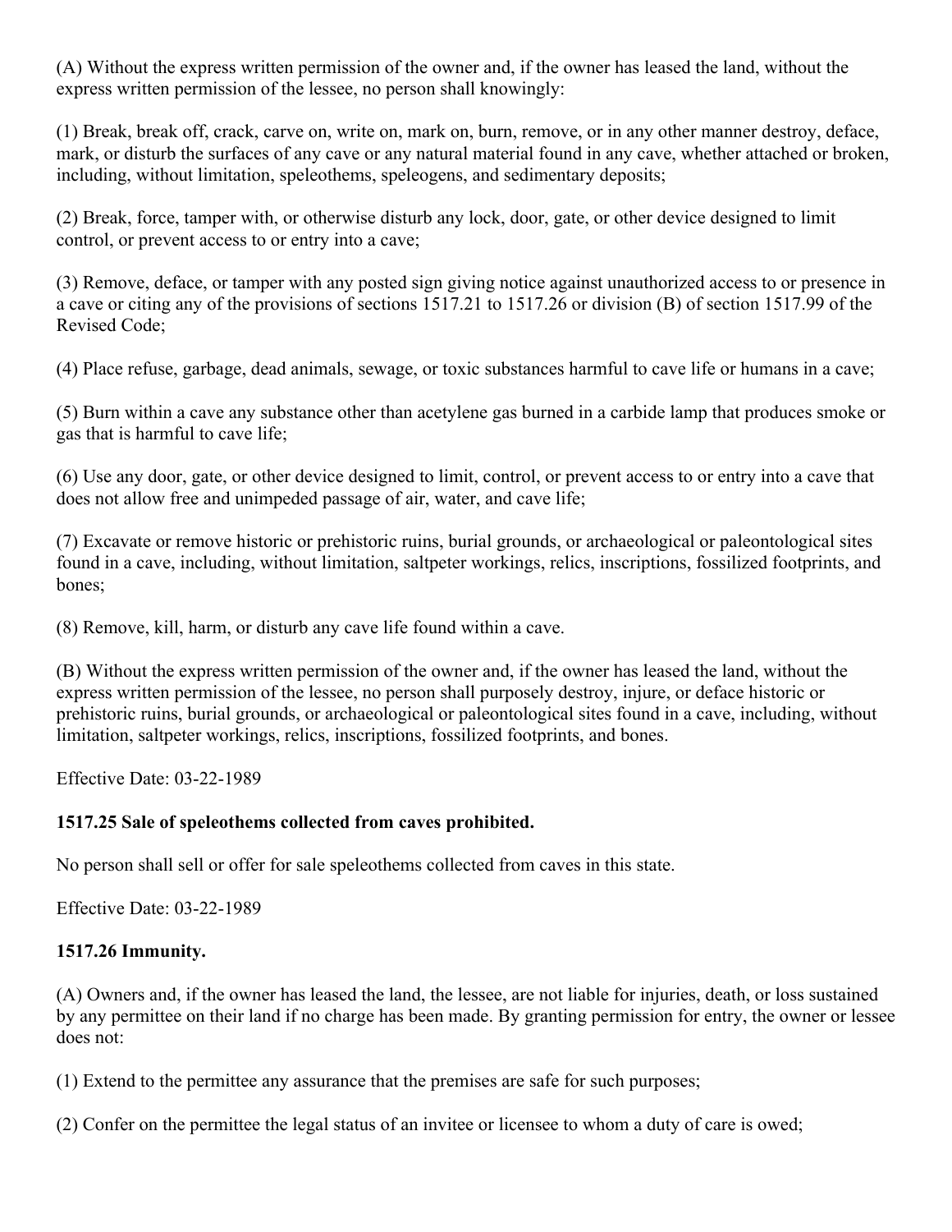(A) Without the express written permission of the owner and, if the owner has leased the land, without the express written permission of the lessee, no person shall knowingly:

(1) Break, break off, crack, carve on, write on, mark on, burn, remove, or in any other manner destroy, deface, mark, or disturb the surfaces of any cave or any natural material found in any cave, whether attached or broken, including, without limitation, speleothems, speleogens, and sedimentary deposits;

(2) Break, force, tamper with, or otherwise disturb any lock, door, gate, or other device designed to limit control, or prevent access to or entry into a cave;

(3) Remove, deface, or tamper with any posted sign giving notice against unauthorized access to or presence in a cave or citing any of the provisions of sections 1517.21 to 1517.26 or division (B) of section 1517.99 of the Revised Code;

(4) Place refuse, garbage, dead animals, sewage, or toxic substances harmful to cave life or humans in a cave;

(5) Burn within a cave any substance other than acetylene gas burned in a carbide lamp that produces smoke or gas that is harmful to cave life;

(6) Use any door, gate, or other device designed to limit, control, or prevent access to or entry into a cave that does not allow free and unimpeded passage of air, water, and cave life;

(7) Excavate or remove historic or prehistoric ruins, burial grounds, or archaeological or paleontological sites found in a cave, including, without limitation, saltpeter workings, relics, inscriptions, fossilized footprints, and bones;

(8) Remove, kill, harm, or disturb any cave life found within a cave.

(B) Without the express written permission of the owner and, if the owner has leased the land, without the express written permission of the lessee, no person shall purposely destroy, injure, or deface historic or prehistoric ruins, burial grounds, or archaeological or paleontological sites found in a cave, including, without limitation, saltpeter workings, relics, inscriptions, fossilized footprints, and bones.

Effective Date: 03-22-1989

### 1517.25 Sale of speleothems collected from caves prohibited.

No person shall sell or offer for sale speleothems collected from caves in this state.

Effective Date: 03-22-1989

### 1517.26 Immunity.

(A) Owners and, if the owner has leased the land, the lessee, are not liable for injuries, death, or loss sustained by any permittee on their land if no charge has been made. By granting permission for entry, the owner or lessee does not:

(1) Extend to the permittee any assurance that the premises are safe for such purposes;

(2) Confer on the permittee the legal status of an invitee or licensee to whom a duty of care is owed;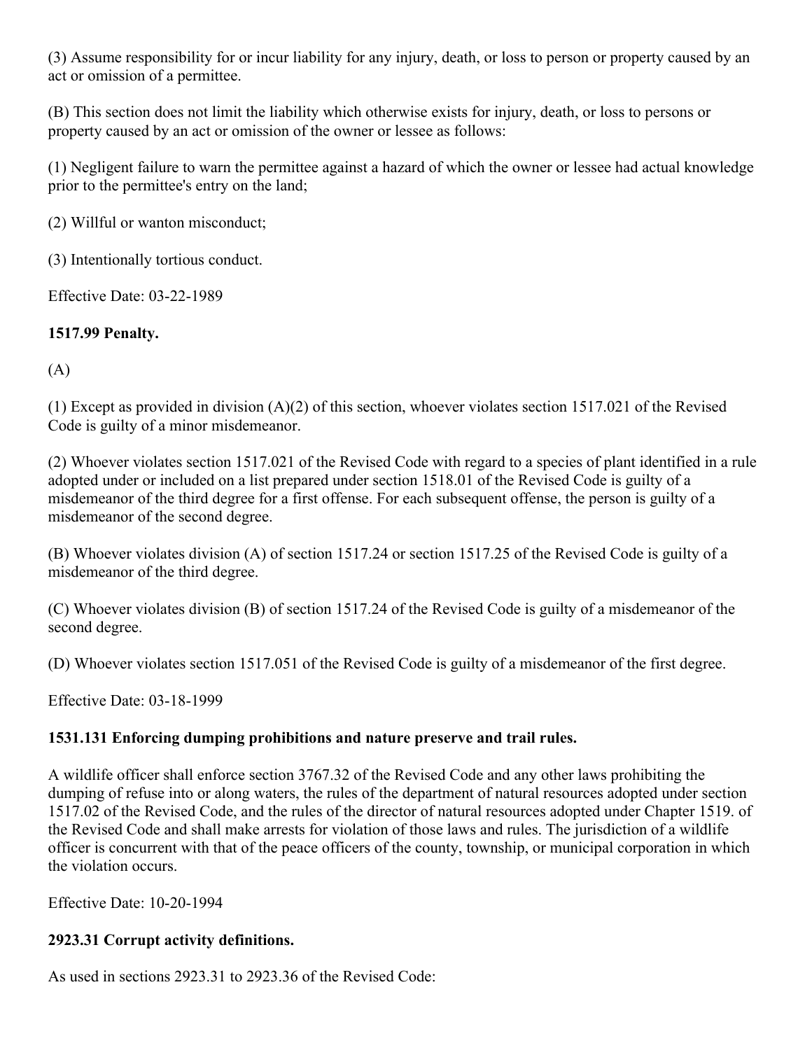(3) Assume responsibility for or incur liability for any injury, death, or loss to person or property caused by an act or omission of a permittee.

(B) This section does not limit the liability which otherwise exists for injury, death, or loss to persons or property caused by an act or omission of the owner or lessee as follows:

(1) Negligent failure to warn the permittee against a hazard of which the owner or lessee had actual knowledge prior to the permittee's entry on the land;

(2) Willful or wanton misconduct;

(3) Intentionally tortious conduct.

Effective Date: 03-22-1989

### 1517.99 Penalty.

(A)

(1) Except as provided in division (A)(2) of this section, whoever violates section 1517.021 of the Revised Code is guilty of a minor misdemeanor.

(2) Whoever violates section 1517.021 of the Revised Code with regard to a species of plant identified in a rule adopted under or included on a list prepared under section 1518.01 of the Revised Code is guilty of a misdemeanor of the third degree for a first offense. For each subsequent offense, the person is guilty of a misdemeanor of the second degree.

(B) Whoever violates division (A) of section 1517.24 or section 1517.25 of the Revised Code is guilty of a misdemeanor of the third degree.

(C) Whoever violates division (B) of section 1517.24 of the Revised Code is guilty of a misdemeanor of the second degree.

(D) Whoever violates section 1517.051 of the Revised Code is guilty of a misdemeanor of the first degree.

Effective Date: 03-18-1999

### 1531.131 Enforcing dumping prohibitions and nature preserve and trail rules.

A wildlife officer shall enforce section 3767.32 of the Revised Code and any other laws prohibiting the dumping of refuse into or along waters, the rules of the department of natural resources adopted under section 1517.02 of the Revised Code, and the rules of the director of natural resources adopted under Chapter 1519. of the Revised Code and shall make arrests for violation of those laws and rules. The jurisdiction of a wildlife officer is concurrent with that of the peace officers of the county, township, or municipal corporation in which the violation occurs.

Effective Date: 10-20-1994

### 2923.31 Corrupt activity definitions.

As used in sections 2923.31 to 2923.36 of the Revised Code: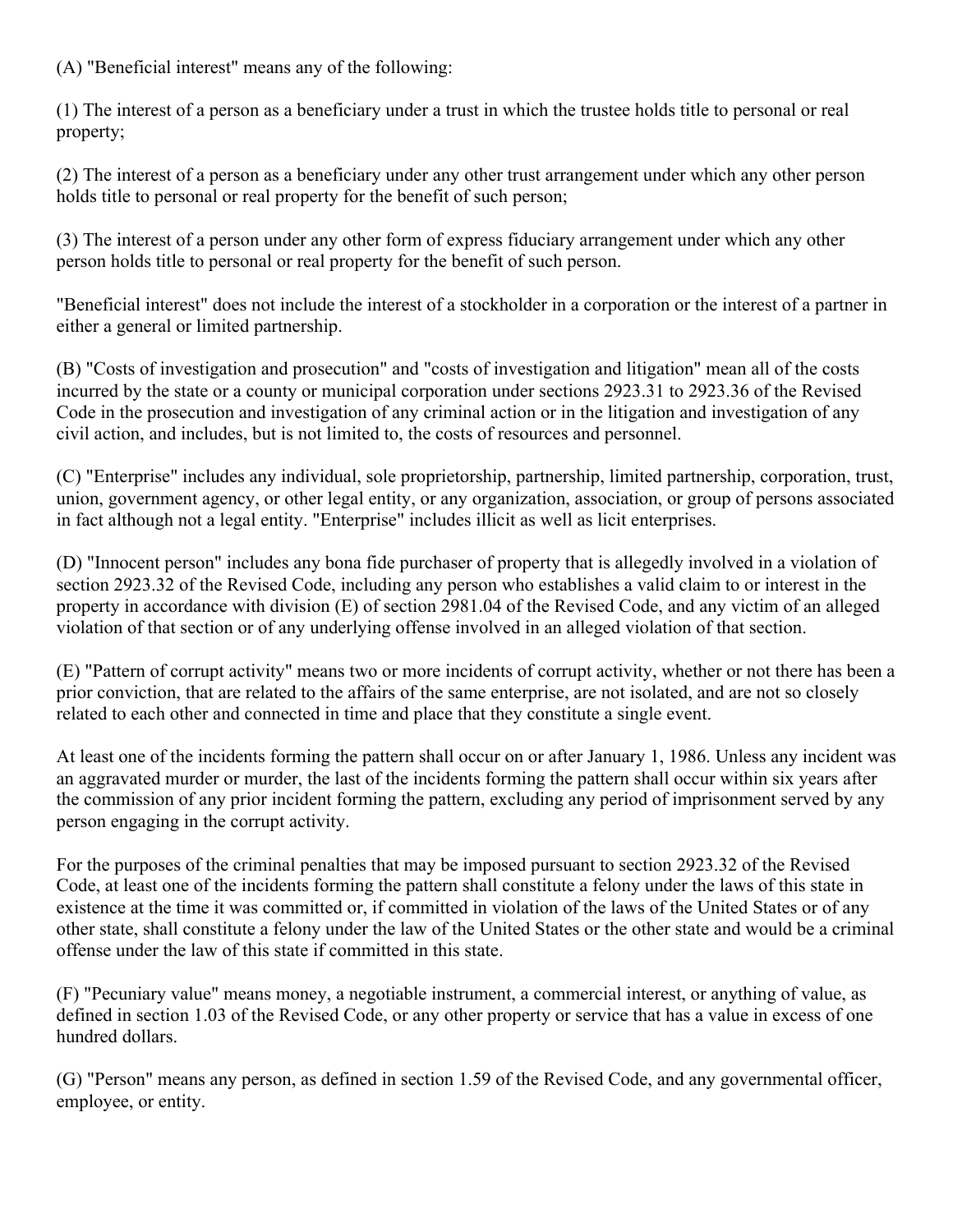(A) "Beneficial interest" means any of the following:

(1) The interest of a person as a beneficiary under a trust in which the trustee holds title to personal or real property;

(2) The interest of a person as a beneficiary under any other trust arrangement under which any other person holds title to personal or real property for the benefit of such person;

(3) The interest of a person under any other form of express fiduciary arrangement under which any other person holds title to personal or real property for the benefit of such person.

"Beneficial interest" does not include the interest of a stockholder in a corporation or the interest of a partner in either a general or limited partnership.

(B) "Costs of investigation and prosecution" and "costs of investigation and litigation" mean all of the costs incurred by the state or a county or municipal corporation under sections 2923.31 to 2923.36 of the Revised Code in the prosecution and investigation of any criminal action or in the litigation and investigation of any civil action, and includes, but is not limited to, the costs of resources and personnel.

(C) "Enterprise" includes any individual, sole proprietorship, partnership, limited partnership, corporation, trust, union, government agency, or other legal entity, or any organization, association, or group of persons associated in fact although not a legal entity. "Enterprise" includes illicit as well as licit enterprises.

(D) "Innocent person" includes any bona fide purchaser of property that is allegedly involved in a violation of section 2923.32 of the Revised Code, including any person who establishes a valid claim to or interest in the property in accordance with division (E) of section 2981.04 of the Revised Code, and any victim of an alleged violation of that section or of any underlying offense involved in an alleged violation of that section.

(E) "Pattern of corrupt activity" means two or more incidents of corrupt activity, whether or not there has been a prior conviction, that are related to the affairs of the same enterprise, are not isolated, and are not so closely related to each other and connected in time and place that they constitute a single event.

At least one of the incidents forming the pattern shall occur on or after January 1, 1986. Unless any incident was an aggravated murder or murder, the last of the incidents forming the pattern shall occur within six years after the commission of any prior incident forming the pattern, excluding any period of imprisonment served by any person engaging in the corrupt activity.

For the purposes of the criminal penalties that may be imposed pursuant to section 2923.32 of the Revised Code, at least one of the incidents forming the pattern shall constitute a felony under the laws of this state in existence at the time it was committed or, if committed in violation of the laws of the United States or of any other state, shall constitute a felony under the law of the United States or the other state and would be a criminal offense under the law of this state if committed in this state.

(F) "Pecuniary value" means money, a negotiable instrument, a commercial interest, or anything of value, as defined in section 1.03 of the Revised Code, or any other property or service that has a value in excess of one hundred dollars.

(G) "Person" means any person, as defined in section 1.59 of the Revised Code, and any governmental officer, employee, or entity.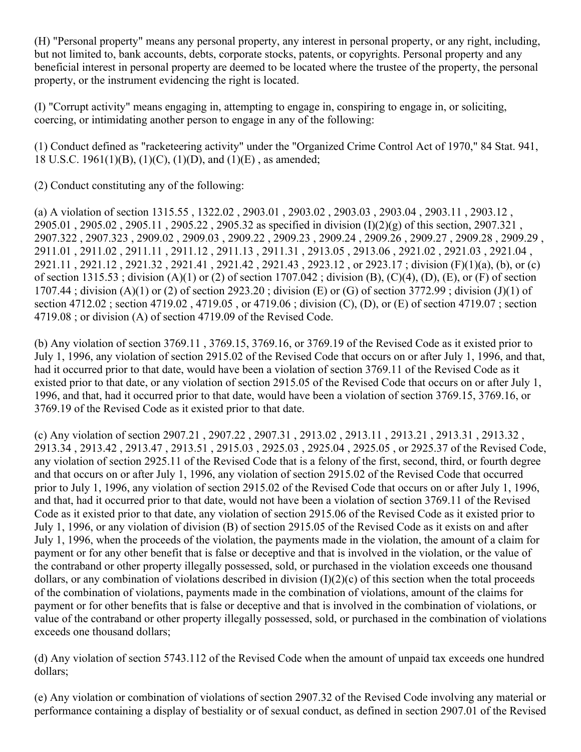(H) "Personal property" means any personal property, any interest in personal property, or any right, including, but not limited to, bank accounts, debts, corporate stocks, patents, or copyrights. Personal property and any beneficial interest in personal property are deemed to be located where the trustee of the property, the personal property, or the instrument evidencing the right is located.

(I) "Corrupt activity" means engaging in, attempting to engage in, conspiring to engage in, or soliciting, coercing, or intimidating another person to engage in any of the following:

(1) Conduct defined as "racketeering activity" under the "Organized Crime Control Act of 1970," 84 Stat. 941, 18 U.S.C. 1961(1)(B), (1)(C), (1)(D), and (1)(E) , as amended;

(2) Conduct constituting any of the following:

(a) A violation of section 1315.55 , 1322.02 , 2903.01 , 2903.02 , 2903.03 , 2903.04 , 2903.11 , 2903.12 , 2905.01 , 2905.02 , 2905.11 , 2905.22 , 2905.32 as specified in division (I)(2)(g) of this section, 2907.321 , 2907.322 , 2907.323 , 2909.02 , 2909.03 , 2909.22 , 2909.23 , 2909.24 , 2909.26 , 2909.27 , 2909.28 , 2909.29 , 2911.01 , 2911.02 , 2911.11 , 2911.12 , 2911.13 , 2911.31 , 2913.05 , 2913.06 , 2921.02 , 2921.03 , 2921.04 , 2921.11 , 2921.12 , 2921.32 , 2921.41 , 2921.42 , 2921.43 , 2923.12 , or 2923.17 ; division (F)(1)(a), (b), or (c) of section 1315.53 ; division (A)(1) or (2) of section 1707.042 ; division (B), (C)(4), (D), (E), or (F) of section 1707.44 ; division (A)(1) or (2) of section 2923.20 ; division (E) or (G) of section 3772.99 ; division (J)(1) of section 4712.02 ; section 4719.02 , 4719.05 , or 4719.06 ; division (C), (D), or (E) of section 4719.07 ; section 4719.08 ; or division (A) of section 4719.09 of the Revised Code.

(b) Any violation of section 3769.11 , 3769.15, 3769.16, or 3769.19 of the Revised Code as it existed prior to July 1, 1996, any violation of section 2915.02 of the Revised Code that occurs on or after July 1, 1996, and that, had it occurred prior to that date, would have been a violation of section 3769.11 of the Revised Code as it existed prior to that date, or any violation of section 2915.05 of the Revised Code that occurs on or after July 1, 1996, and that, had it occurred prior to that date, would have been a violation of section 3769.15, 3769.16, or 3769.19 of the Revised Code as it existed prior to that date.

(c) Any violation of section 2907.21 , 2907.22 , 2907.31 , 2913.02 , 2913.11 , 2913.21 , 2913.31 , 2913.32 , 2913.34 , 2913.42 , 2913.47 , 2913.51 , 2915.03 , 2925.03 , 2925.04 , 2925.05 , or 2925.37 of the Revised Code, any violation of section 2925.11 of the Revised Code that is a felony of the first, second, third, or fourth degree and that occurs on or after July 1, 1996, any violation of section 2915.02 of the Revised Code that occurred prior to July 1, 1996, any violation of section 2915.02 of the Revised Code that occurs on or after July 1, 1996, and that, had it occurred prior to that date, would not have been a violation of section 3769.11 of the Revised Code as it existed prior to that date, any violation of section 2915.06 of the Revised Code as it existed prior to July 1, 1996, or any violation of division (B) of section 2915.05 of the Revised Code as it exists on and after July 1, 1996, when the proceeds of the violation, the payments made in the violation, the amount of a claim for payment or for any other benefit that is false or deceptive and that is involved in the violation, or the value of the contraband or other property illegally possessed, sold, or purchased in the violation exceeds one thousand dollars, or any combination of violations described in division (I)(2)(c) of this section when the total proceeds of the combination of violations, payments made in the combination of violations, amount of the claims for payment or for other benefits that is false or deceptive and that is involved in the combination of violations, or value of the contraband or other property illegally possessed, sold, or purchased in the combination of violations exceeds one thousand dollars;

(d) Any violation of section 5743.112 of the Revised Code when the amount of unpaid tax exceeds one hundred dollars;

(e) Any violation or combination of violations of section 2907.32 of the Revised Code involving any material or performance containing a display of bestiality or of sexual conduct, as defined in section 2907.01 of the Revised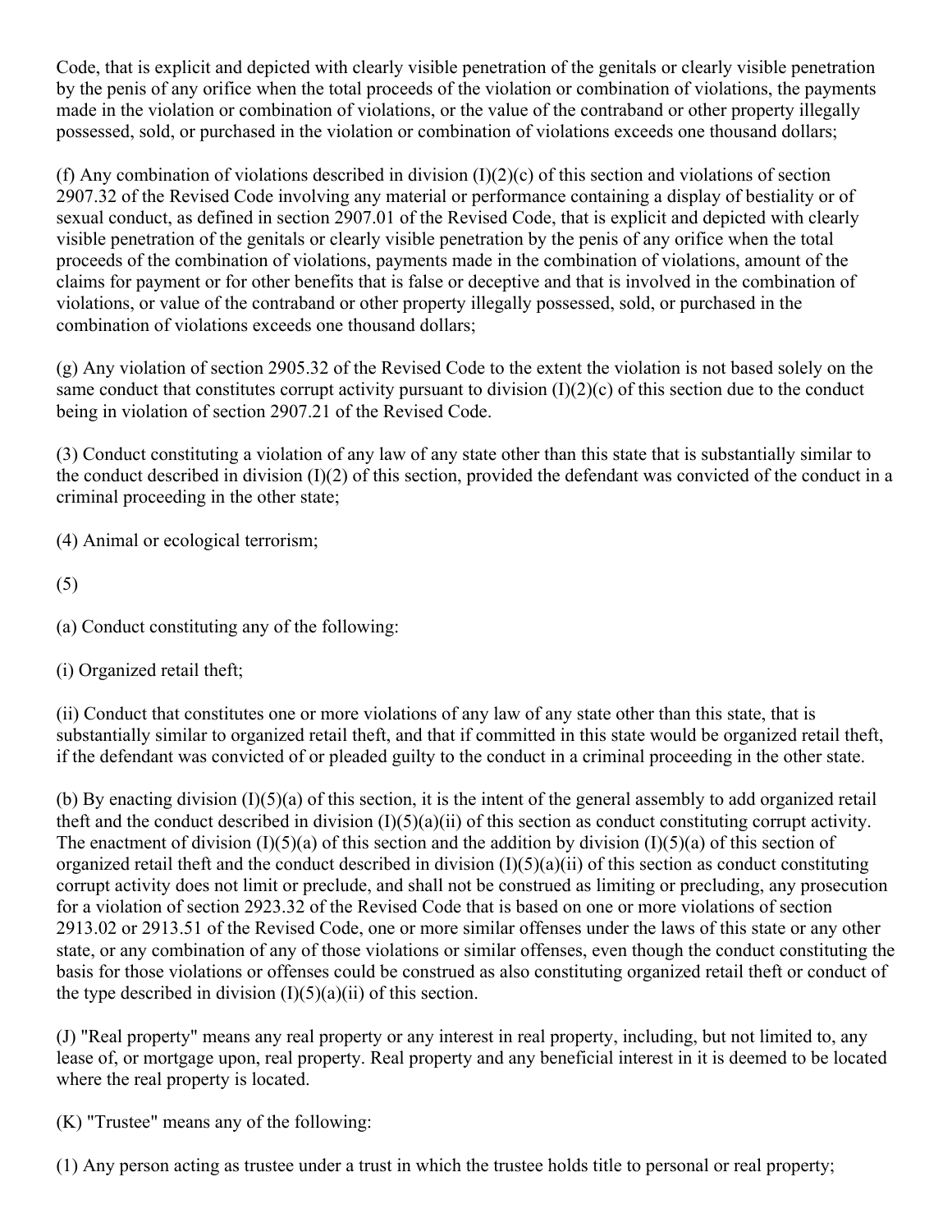Code, that is explicit and depicted with clearly visible penetration of the genitals or clearly visible penetration by the penis of any orifice when the total proceeds of the violation or combination of violations, the payments made in the violation or combination of violations, or the value of the contraband or other property illegally possessed, sold, or purchased in the violation or combination of violations exceeds one thousand dollars;

(f) Any combination of violations described in division (I)(2)(c) of this section and violations of section 2907.32 of the Revised Code involving any material or performance containing a display of bestiality or of sexual conduct, as defined in section 2907.01 of the Revised Code, that is explicit and depicted with clearly visible penetration of the genitals or clearly visible penetration by the penis of any orifice when the total proceeds of the combination of violations, payments made in the combination of violations, amount of the claims for payment or for other benefits that is false or deceptive and that is involved in the combination of violations, or value of the contraband or other property illegally possessed, sold, or purchased in the combination of violations exceeds one thousand dollars;

(g) Any violation of section 2905.32 of the Revised Code to the extent the violation is not based solely on the same conduct that constitutes corrupt activity pursuant to division (I)(2)(c) of this section due to the conduct being in violation of section 2907.21 of the Revised Code.

(3) Conduct constituting a violation of any law of any state other than this state that is substantially similar to the conduct described in division (I)(2) of this section, provided the defendant was convicted of the conduct in a criminal proceeding in the other state;

(4) Animal or ecological terrorism;

(5)

(a) Conduct constituting any of the following:

(i) Organized retail theft;

(ii) Conduct that constitutes one or more violations of any law of any state other than this state, that is substantially similar to organized retail theft, and that if committed in this state would be organized retail theft, if the defendant was convicted of or pleaded guilty to the conduct in a criminal proceeding in the other state.

(b) By enacting division (I)(5)(a) of this section, it is the intent of the general assembly to add organized retail theft and the conduct described in division (I)(5)(a)(ii) of this section as conduct constituting corrupt activity. The enactment of division (I)(5)(a) of this section and the addition by division (I)(5)(a) of this section of organized retail theft and the conduct described in division (I)(5)(a)(ii) of this section as conduct constituting corrupt activity does not limit or preclude, and shall not be construed as limiting or precluding, any prosecution for a violation of section 2923.32 of the Revised Code that is based on one or more violations of section 2913.02 or 2913.51 of the Revised Code, one or more similar offenses under the laws of this state or any other state, or any combination of any of those violations or similar offenses, even though the conduct constituting the basis for those violations or offenses could be construed as also constituting organized retail theft or conduct of the type described in division (I)(5)(a)(ii) of this section.

(J) "Real property" means any real property or any interest in real property, including, but not limited to, any lease of, or mortgage upon, real property. Real property and any beneficial interest in it is deemed to be located where the real property is located.

(K) "Trustee" means any of the following:

(1) Any person acting as trustee under a trust in which the trustee holds title to personal or real property;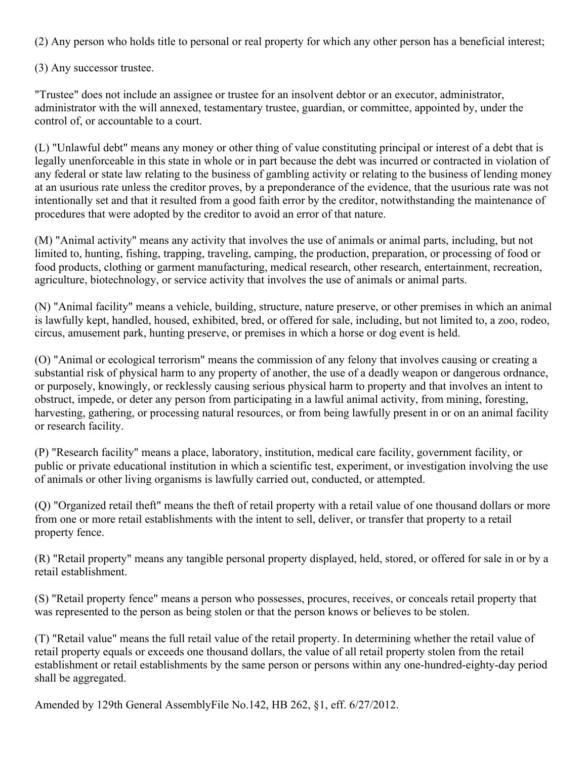(2) Any person who holds title to personal or real property for which any other person has a beneficial interest;

(3) Any successor trustee.

"Trustee" does not include an assignee or trustee for an insolvent debtor or an executor, administrator, administrator with the will annexed, testamentary trustee, guardian, or committee, appointed by, under the control of, or accountable to a court.

(L) "Unlawful debt" means any money or other thing of value constituting principal or interest of a debt that is legally unenforceable in this state in whole or in part because the debt was incurred or contracted in violation of any federal or state law relating to the business of gambling activity or relating to the business of lending money at an usurious rate unless the creditor proves, by a preponderance of the evidence, that the usurious rate was not intentionally set and that it resulted from a good faith error by the creditor, notwithstanding the maintenance of procedures that were adopted by the creditor to avoid an error of that nature.

(M) "Animal activity" means any activity that involves the use of animals or animal parts, including, but not limited to, hunting, fishing, trapping, traveling, camping, the production, preparation, or processing of food or food products, clothing or garment manufacturing, medical research, other research, entertainment, recreation, agriculture, biotechnology, or service activity that involves the use of animals or animal parts.

(N) "Animal facility" means a vehicle, building, structure, nature preserve, or other premises in which an animal is lawfully kept, handled, housed, exhibited, bred, or offered for sale, including, but not limited to, a zoo, rodeo, circus, amusement park, hunting preserve, or premises in which a horse or dog event is held.

(O) "Animal or ecological terrorism" means the commission of any felony that involves causing or creating a substantial risk of physical harm to any property of another, the use of a deadly weapon or dangerous ordnance, or purposely, knowingly, or recklessly causing serious physical harm to property and that involves an intent to obstruct, impede, or deter any person from participating in a lawful animal activity, from mining, foresting, harvesting, gathering, or processing natural resources, or from being lawfully present in or on an animal facility or research facility.

(P) "Research facility" means a place, laboratory, institution, medical care facility, government facility, or public or private educational institution in which a scientific test, experiment, or investigation involving the use of animals or other living organisms is lawfully carried out, conducted, or attempted.

(Q) "Organized retail theft" means the theft of retail property with a retail value of one thousand dollars or more from one or more retail establishments with the intent to sell, deliver, or transfer that property to a retail property fence.

(R) "Retail property" means any tangible personal property displayed, held, stored, or offered for sale in or by a retail establishment.

(S) "Retail property fence" means a person who possesses, procures, receives, or conceals retail property that was represented to the person as being stolen or that the person knows or believes to be stolen.

(T) "Retail value" means the full retail value of the retail property. In determining whether the retail value of retail property equals or exceeds one thousand dollars, the value of all retail property stolen from the retail establishment or retail establishments by the same person or persons within any one-hundred-eighty-day period shall be aggregated.

Amended by 129th General AssemblyFile No.142, HB 262, §1, eff. 6/27/2012.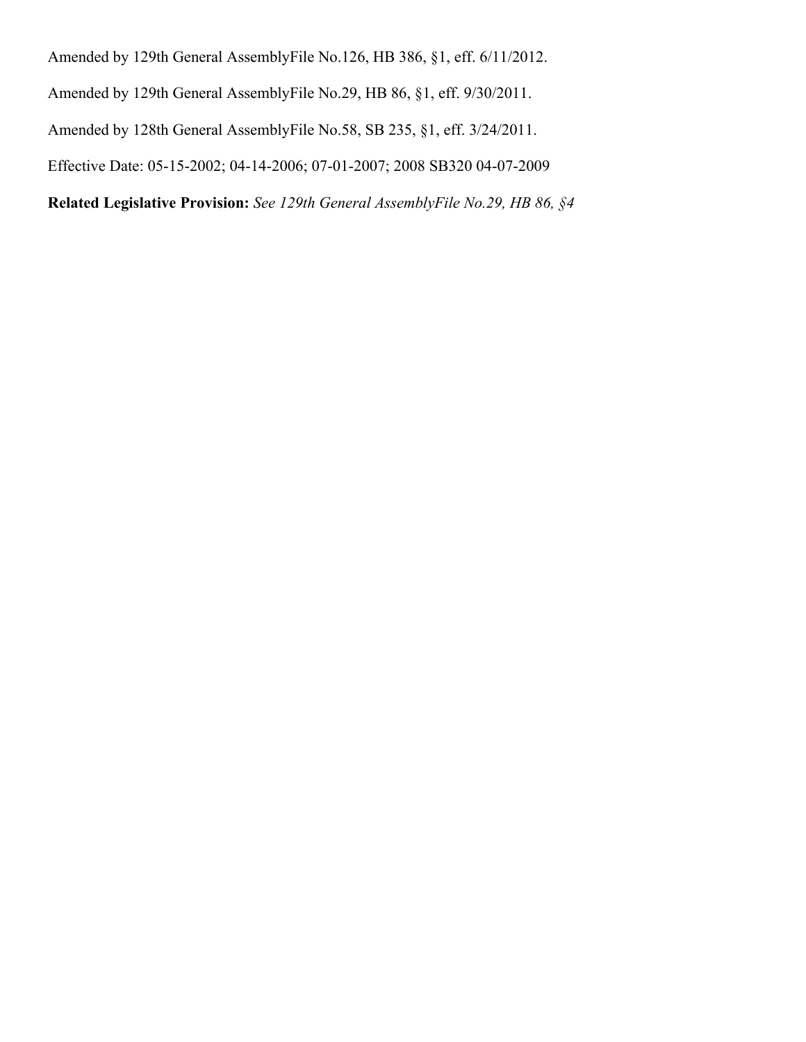Amended by 129th General AssemblyFile No.126, HB 386, §1, eff. 6/11/2012.

Amended by 129th General AssemblyFile No.29, HB 86, §1, eff. 9/30/2011.

Amended by 128th General AssemblyFile No.58, SB 235, §1, eff. 3/24/2011.

Effective Date: 05-15-2002; 04-14-2006; 07-01-2007; 2008 SB320 04-07-2009

**Related Legislative Provision:** *See 129th General AssemblyFile No.29, HB 86, §4*